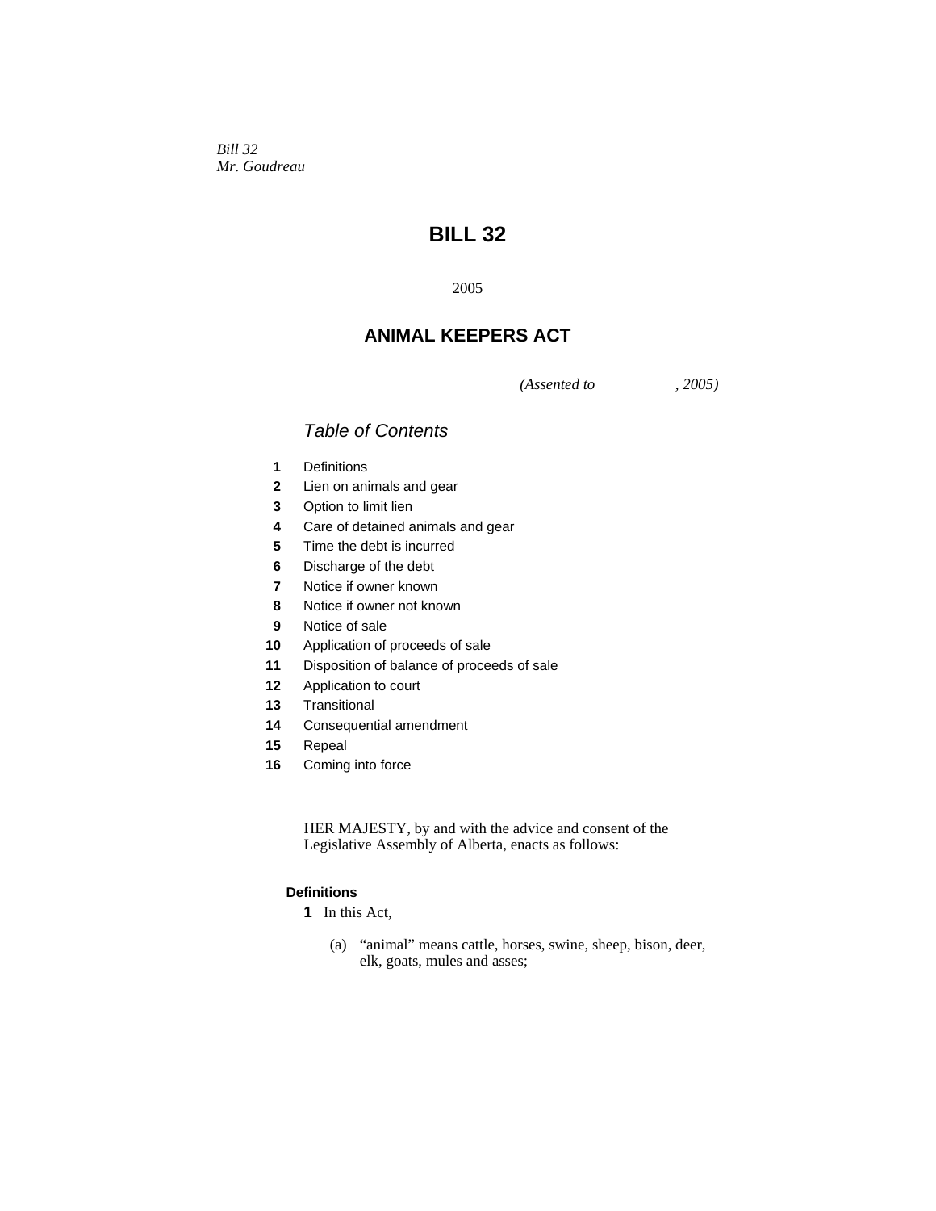*Bill 32*
*Mr. Goudreau*

# BILL 32

2005

## ANIMAL KEEPERS ACT

*(Assented to , 2005)*

### *Table of Contents*

**1** Definitions
**2** Lien on animals and gear
**3** Option to limit lien
**4** Care of detained animals and gear
**5** Time the debt is incurred
**6** Discharge of the debt
**7** Notice if owner known
**8** Notice if owner not known
**9** Notice of sale
**10** Application of proceeds of sale
**11** Disposition of balance of proceeds of sale
**12** Application to court
**13** Transitional
**14** Consequential amendment
**15** Repeal
**16** Coming into force

HER MAJESTY, by and with the advice and consent of the Legislative Assembly of Alberta, enacts as follows:

**Definitions**

**1** In this Act,

(a) "animal" means cattle, horses, swine, sheep, bison, deer, elk, goats, mules and asses;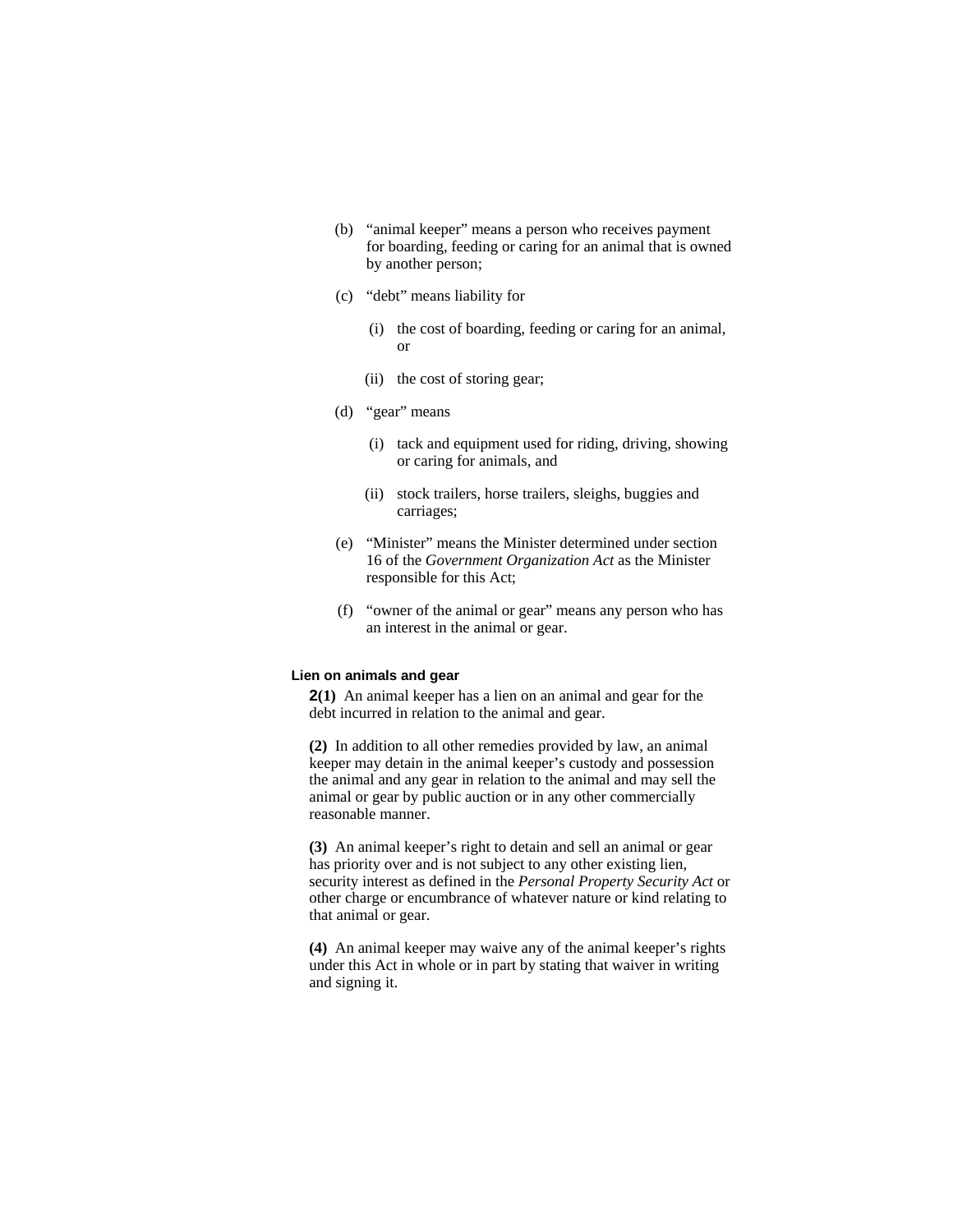(b) "animal keeper" means a person who receives payment for boarding, feeding or caring for an animal that is owned by another person;

(c) "debt" means liability for

(i) the cost of boarding, feeding or caring for an animal, or

(ii) the cost of storing gear;

(d) "gear" means

(i) tack and equipment used for riding, driving, showing or caring for animals, and

(ii) stock trailers, horse trailers, sleighs, buggies and carriages;

(e) "Minister" means the Minister determined under section 16 of the *Government Organization Act* as the Minister responsible for this Act;

(f) "owner of the animal or gear" means any person who has an interest in the animal or gear.

**Lien on animals and gear**

**2(1)** An animal keeper has a lien on an animal and gear for the debt incurred in relation to the animal and gear.

**(2)** In addition to all other remedies provided by law, an animal keeper may detain in the animal keeper's custody and possession the animal and any gear in relation to the animal and may sell the animal or gear by public auction or in any other commercially reasonable manner.

**(3)** An animal keeper's right to detain and sell an animal or gear has priority over and is not subject to any other existing lien, security interest as defined in the *Personal Property Security Act* or other charge or encumbrance of whatever nature or kind relating to that animal or gear.

**(4)** An animal keeper may waive any of the animal keeper's rights under this Act in whole or in part by stating that waiver in writing and signing it.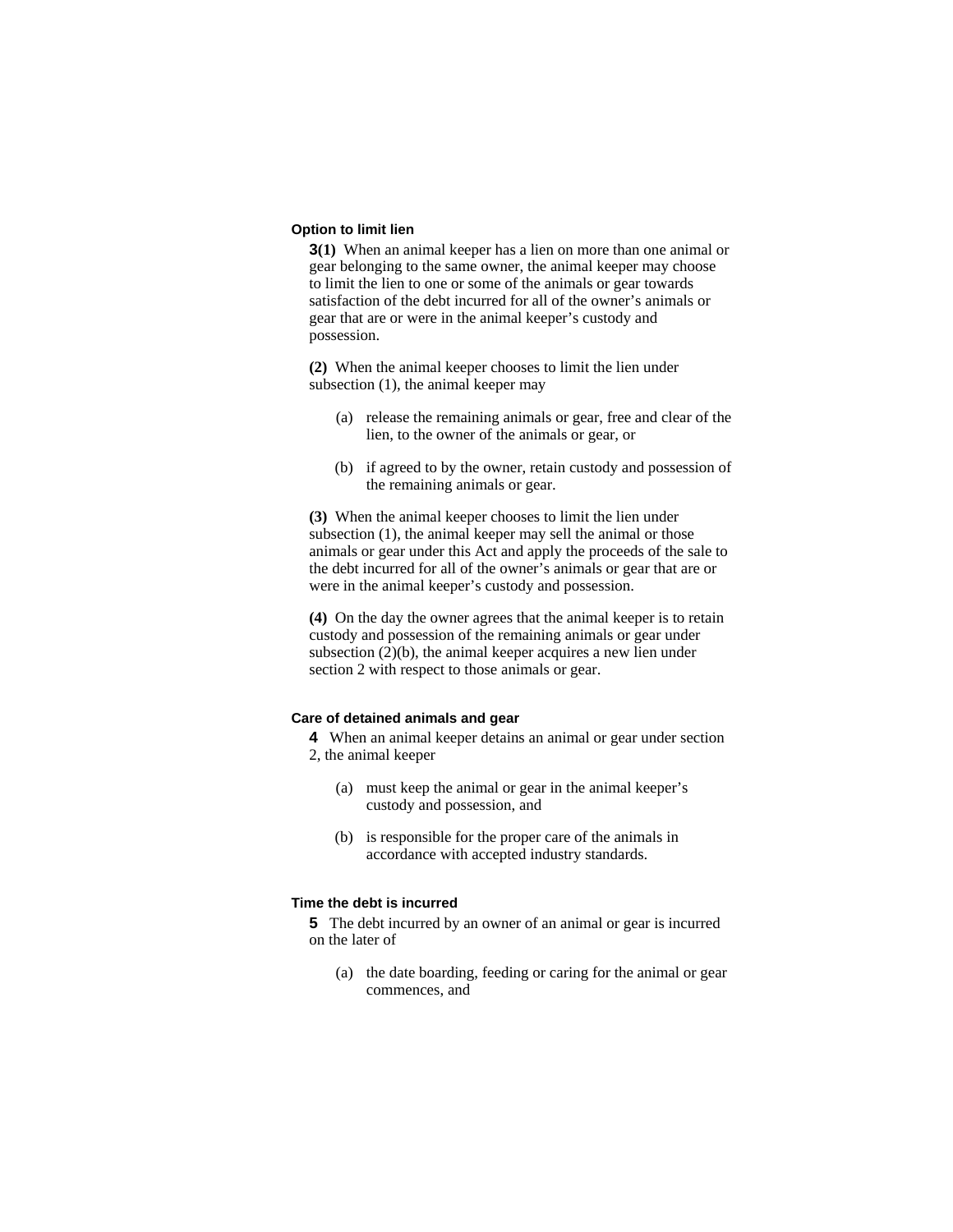### Option to limit lien

**3(1)** When an animal keeper has a lien on more than one animal or gear belonging to the same owner, the animal keeper may choose to limit the lien to one or some of the animals or gear towards satisfaction of the debt incurred for all of the owner's animals or gear that are or were in the animal keeper's custody and possession.

**(2)** When the animal keeper chooses to limit the lien under subsection (1), the animal keeper may

- (a) release the remaining animals or gear, free and clear of the lien, to the owner of the animals or gear, or
- (b) if agreed to by the owner, retain custody and possession of the remaining animals or gear.

**(3)** When the animal keeper chooses to limit the lien under subsection (1), the animal keeper may sell the animal or those animals or gear under this Act and apply the proceeds of the sale to the debt incurred for all of the owner's animals or gear that are or were in the animal keeper's custody and possession.

**(4)** On the day the owner agrees that the animal keeper is to retain custody and possession of the remaining animals or gear under subsection (2)(b), the animal keeper acquires a new lien under section 2 with respect to those animals or gear.

### Care of detained animals and gear

**4** When an animal keeper detains an animal or gear under section 2, the animal keeper

- (a) must keep the animal or gear in the animal keeper's custody and possession, and
- (b) is responsible for the proper care of the animals in accordance with accepted industry standards.

### Time the debt is incurred

**5** The debt incurred by an owner of an animal or gear is incurred on the later of

- (a) the date boarding, feeding or caring for the animal or gear commences, and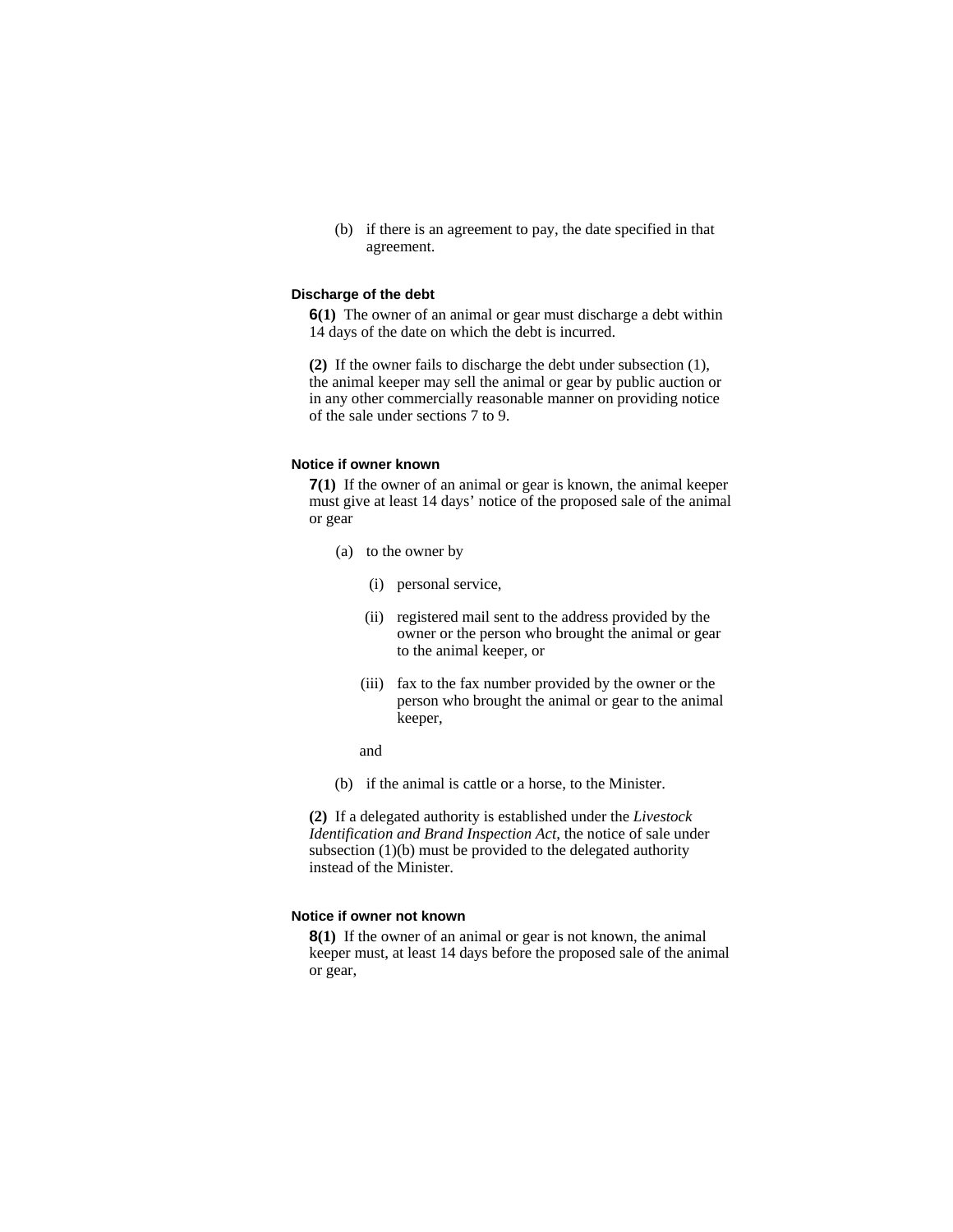(b) if there is an agreement to pay, the date specified in that agreement.

### Discharge of the debt

**6(1)** The owner of an animal or gear must discharge a debt within 14 days of the date on which the debt is incurred.

**(2)** If the owner fails to discharge the debt under subsection (1), the animal keeper may sell the animal or gear by public auction or in any other commercially reasonable manner on providing notice of the sale under sections 7 to 9.

### Notice if owner known

**7(1)** If the owner of an animal or gear is known, the animal keeper must give at least 14 days' notice of the proposed sale of the animal or gear

(a) to the owner by

(i) personal service,

(ii) registered mail sent to the address provided by the owner or the person who brought the animal or gear to the animal keeper, or

(iii) fax to the fax number provided by the owner or the person who brought the animal or gear to the animal keeper,

and

(b) if the animal is cattle or a horse, to the Minister.

**(2)** If a delegated authority is established under the *Livestock Identification and Brand Inspection Act*, the notice of sale under subsection (1)(b) must be provided to the delegated authority instead of the Minister.

### Notice if owner not known

**8(1)** If the owner of an animal or gear is not known, the animal keeper must, at least 14 days before the proposed sale of the animal or gear,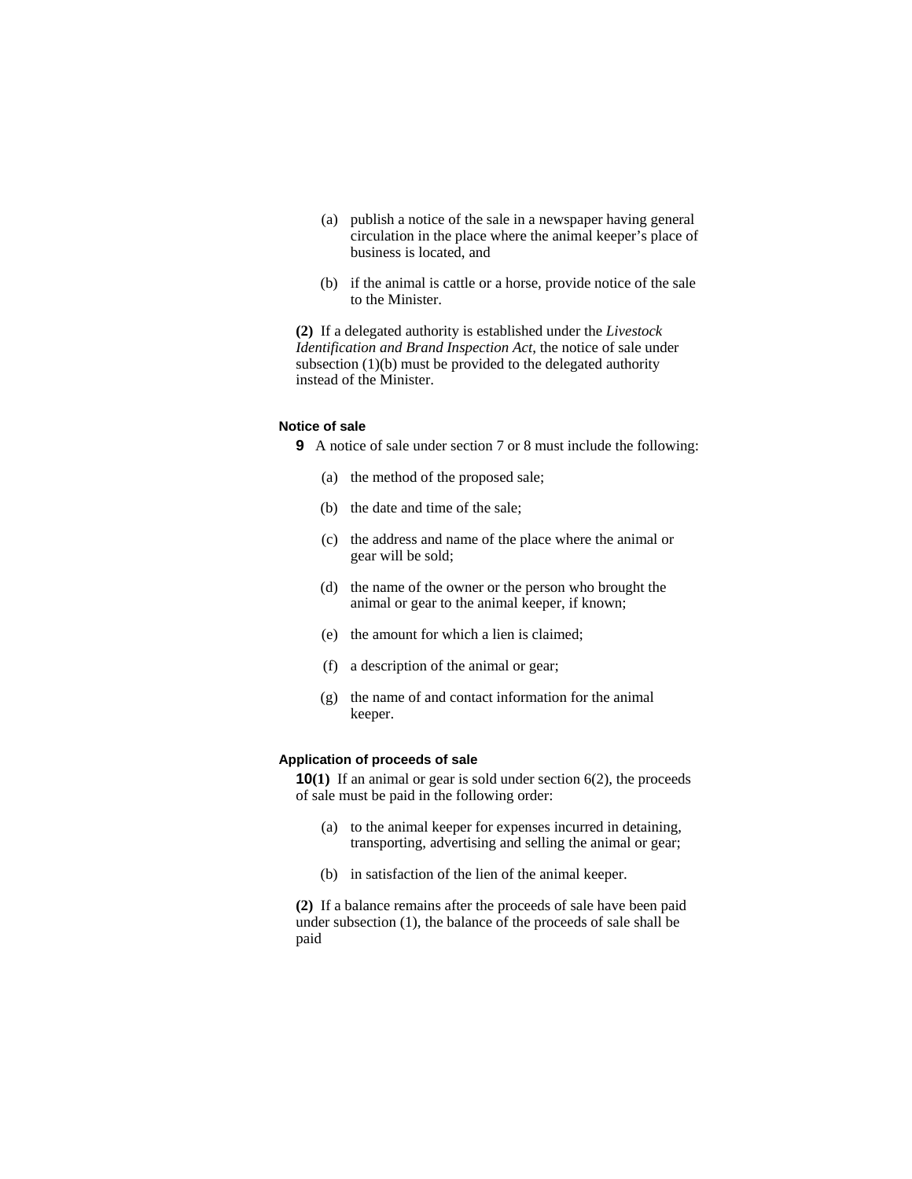(a) publish a notice of the sale in a newspaper having general circulation in the place where the animal keeper's place of business is located, and

(b) if the animal is cattle or a horse, provide notice of the sale to the Minister.

**(2)** If a delegated authority is established under the *Livestock Identification and Brand Inspection Act*, the notice of sale under subsection (1)(b) must be provided to the delegated authority instead of the Minister.

#### Notice of sale

**9** A notice of sale under section 7 or 8 must include the following:

(a) the method of the proposed sale;

(b) the date and time of the sale;

(c) the address and name of the place where the animal or gear will be sold;

(d) the name of the owner or the person who brought the animal or gear to the animal keeper, if known;

(e) the amount for which a lien is claimed;

(f) a description of the animal or gear;

(g) the name of and contact information for the animal keeper.

#### Application of proceeds of sale

**10(1)** If an animal or gear is sold under section 6(2), the proceeds of sale must be paid in the following order:

(a) to the animal keeper for expenses incurred in detaining, transporting, advertising and selling the animal or gear;

(b) in satisfaction of the lien of the animal keeper.

**(2)** If a balance remains after the proceeds of sale have been paid under subsection (1), the balance of the proceeds of sale shall be paid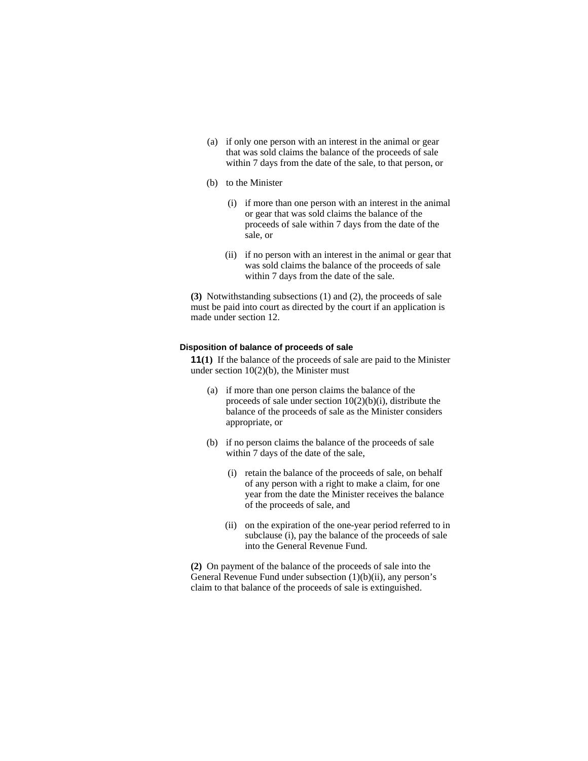(a) if only one person with an interest in the animal or gear that was sold claims the balance of the proceeds of sale within 7 days from the date of the sale, to that person, or

(b) to the Minister

  (i) if more than one person with an interest in the animal or gear that was sold claims the balance of the proceeds of sale within 7 days from the date of the sale, or

  (ii) if no person with an interest in the animal or gear that was sold claims the balance of the proceeds of sale within 7 days from the date of the sale.

**(3)** Notwithstanding subsections (1) and (2), the proceeds of sale must be paid into court as directed by the court if an application is made under section 12.

#### Disposition of balance of proceeds of sale

**11(1)** If the balance of the proceeds of sale are paid to the Minister under section 10(2)(b), the Minister must

(a) if more than one person claims the balance of the proceeds of sale under section 10(2)(b)(i), distribute the balance of the proceeds of sale as the Minister considers appropriate, or

(b) if no person claims the balance of the proceeds of sale within 7 days of the date of the sale,

  (i) retain the balance of the proceeds of sale, on behalf of any person with a right to make a claim, for one year from the date the Minister receives the balance of the proceeds of sale, and

  (ii) on the expiration of the one-year period referred to in subclause (i), pay the balance of the proceeds of sale into the General Revenue Fund.

**(2)** On payment of the balance of the proceeds of sale into the General Revenue Fund under subsection (1)(b)(ii), any person's claim to that balance of the proceeds of sale is extinguished.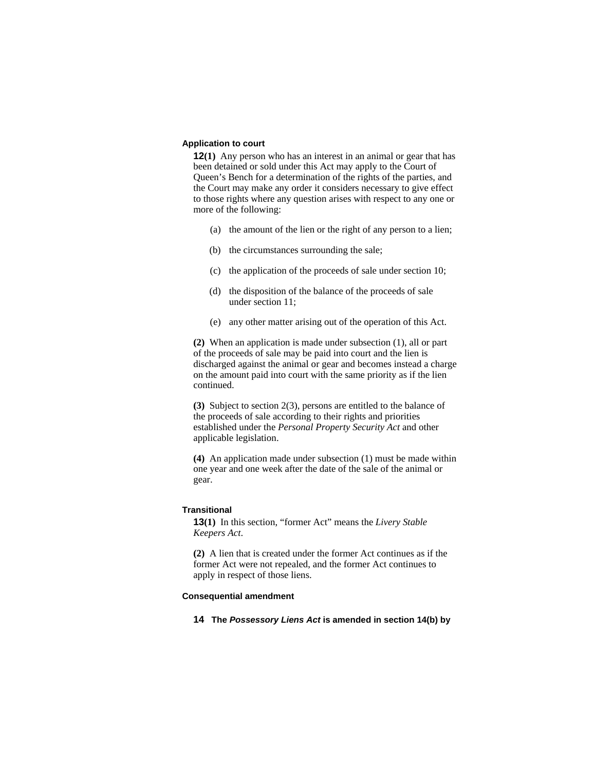**Application to court**

**12(1)** Any person who has an interest in an animal or gear that has been detained or sold under this Act may apply to the Court of Queen's Bench for a determination of the rights of the parties, and the Court may make any order it considers necessary to give effect to those rights where any question arises with respect to any one or more of the following:

(a) the amount of the lien or the right of any person to a lien;

(b) the circumstances surrounding the sale;

(c) the application of the proceeds of sale under section 10;

(d) the disposition of the balance of the proceeds of sale under section 11;

(e) any other matter arising out of the operation of this Act.

**(2)** When an application is made under subsection (1), all or part of the proceeds of sale may be paid into court and the lien is discharged against the animal or gear and becomes instead a charge on the amount paid into court with the same priority as if the lien continued.

**(3)** Subject to section 2(3), persons are entitled to the balance of the proceeds of sale according to their rights and priorities established under the *Personal Property Security Act* and other applicable legislation.

**(4)** An application made under subsection (1) must be made within one year and one week after the date of the sale of the animal or gear.

**Transitional**

**13(1)** In this section, "former Act" means the *Livery Stable Keepers Act*.

**(2)** A lien that is created under the former Act continues as if the former Act were not repealed, and the former Act continues to apply in respect of those liens.

**Consequential amendment**

**14 The *Possessory Liens Act* is amended in section 14(b) by**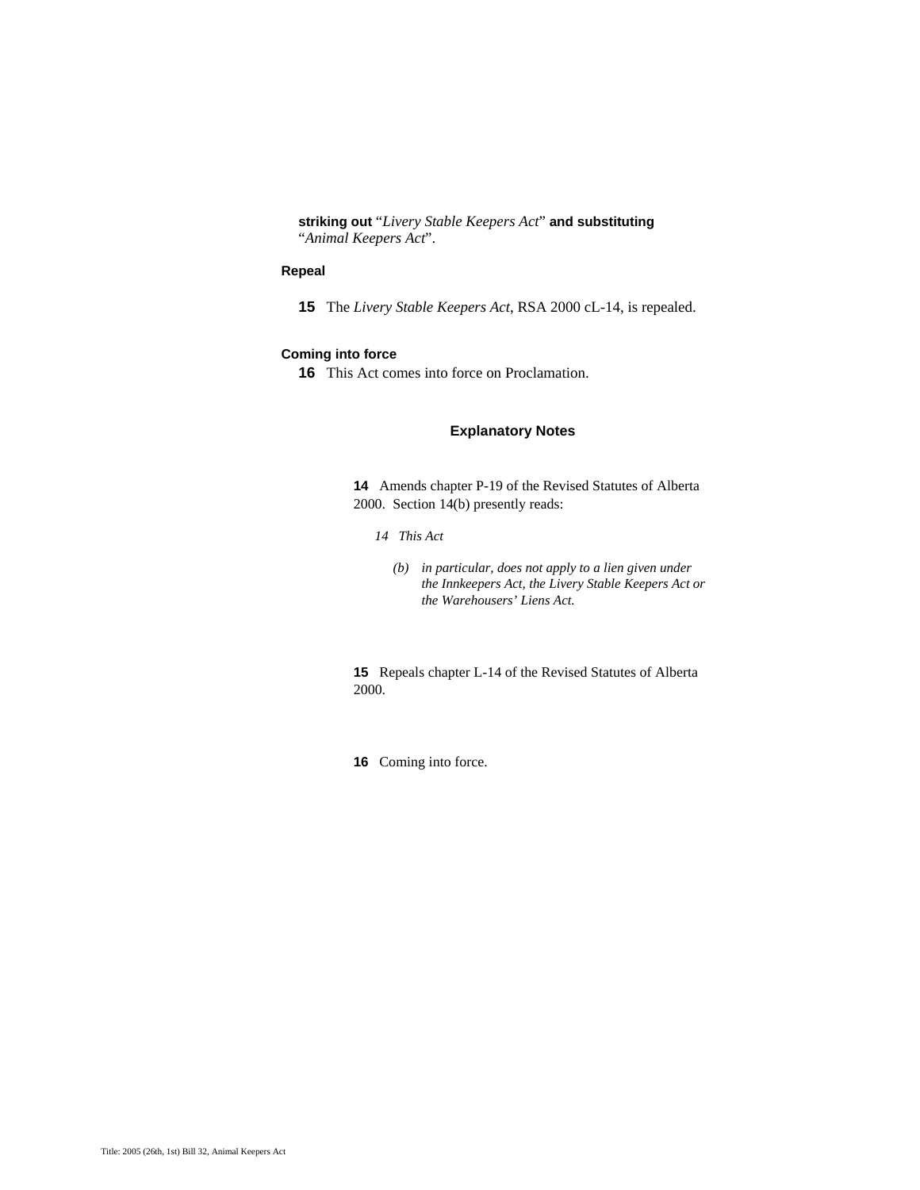**striking out** "*Livery Stable Keepers Act*" **and substituting** "*Animal Keepers Act*".

**Repeal**

**15** The *Livery Stable Keepers Act*, RSA 2000 cL-14, is repealed.

**Coming into force**

**16** This Act comes into force on Proclamation.

### Explanatory Notes

**14** Amends chapter P-19 of the Revised Statutes of Alberta 2000. Section 14(b) presently reads:

*14 This Act*

*(b) in particular, does not apply to a lien given under the Innkeepers Act, the Livery Stable Keepers Act or the Warehousers' Liens Act.*

**15** Repeals chapter L-14 of the Revised Statutes of Alberta 2000.

**16** Coming into force.